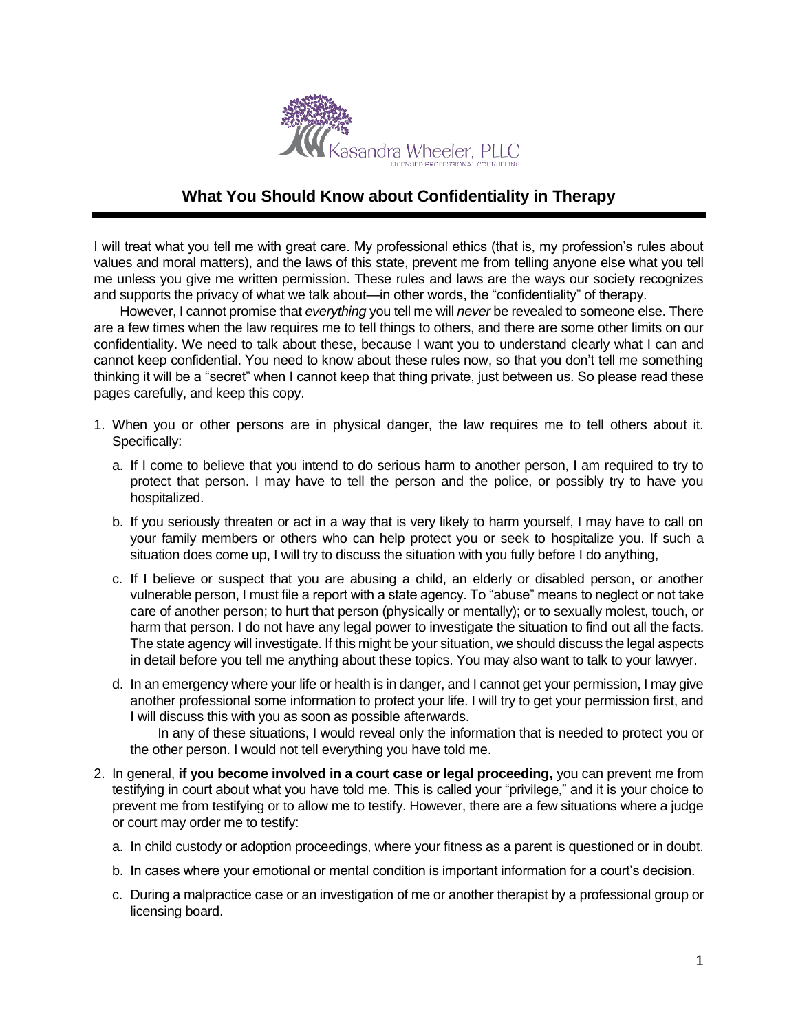Kasandra Wheeler, PLLC

LICENSED PROFESSIONAL COUNSELING

# What You Should Know about Confidentiality in Therapy

I will treat what you tell me with great care. My professional ethics (that is, my profession's rules about values and moral matters), and the laws of this state, prevent me from telling anyone else what you tell me unless you give me written permission. These rules and laws are the ways our society recognizes and supports the privacy of what we talk about—in other words, the "confidentiality" of therapy.

However, I cannot promise that *everything* you tell me will *never* be revealed to someone else. There are a few times when the law requires me to tell things to others, and there are some other limits on our confidentiality. We need to talk about these, because I want you to understand clearly what I can and cannot keep confidential. You need to know about these rules now, so that you don't tell me something thinking it will be a "secret" when I cannot keep that thing private, just between us. So please read these pages carefully, and keep this copy.

1. When you or other persons are in physical danger, the law requires me to tell others about it. Specifically:
   a. If I come to believe that you intend to do serious harm to another person, I am required to try to protect that person. I may have to tell the person and the police, or possibly try to have you hospitalized.

   b. If you seriously threaten or act in a way that is very likely to harm yourself, I may have to call on your family members or others who can help protect you or seek to hospitalize you. If such a situation does come up, I will try to discuss the situation with you fully before I do anything,

   c. If I believe or suspect that you are abusing a child, an elderly or disabled person, or another vulnerable person, I must file a report with a state agency. To "abuse" means to neglect or not take care of another person; to hurt that person (physically or mentally); or to sexually molest, touch, or harm that person. I do not have any legal power to investigate the situation to find out all the facts. The state agency will investigate. If this might be your situation, we should discuss the legal aspects in detail before you tell me anything about these topics. You may also want to talk to your lawyer.

   d. In an emergency where your life or health is in danger, and I cannot get your permission, I may give another professional some information to protect your life. I will try to get your permission first, and I will discuss this with you as soon as possible afterwards.

   In any of these situations, I would reveal only the information that is needed to protect you or the other person. I would not tell everything you have told me.

2. In general, **if you become involved in a court case or legal proceeding,** you can prevent me from testifying in court about what you have told me. This is called your "privilege," and it is your choice to prevent me from testifying or to allow me to testify. However, there are a few situations where a judge or court may order me to testify:
   a. In child custody or adoption proceedings, where your fitness as a parent is questioned or in doubt.

   b. In cases where your emotional or mental condition is important information for a court's decision.

   c. During a malpractice case or an investigation of me or another therapist by a professional group or licensing board.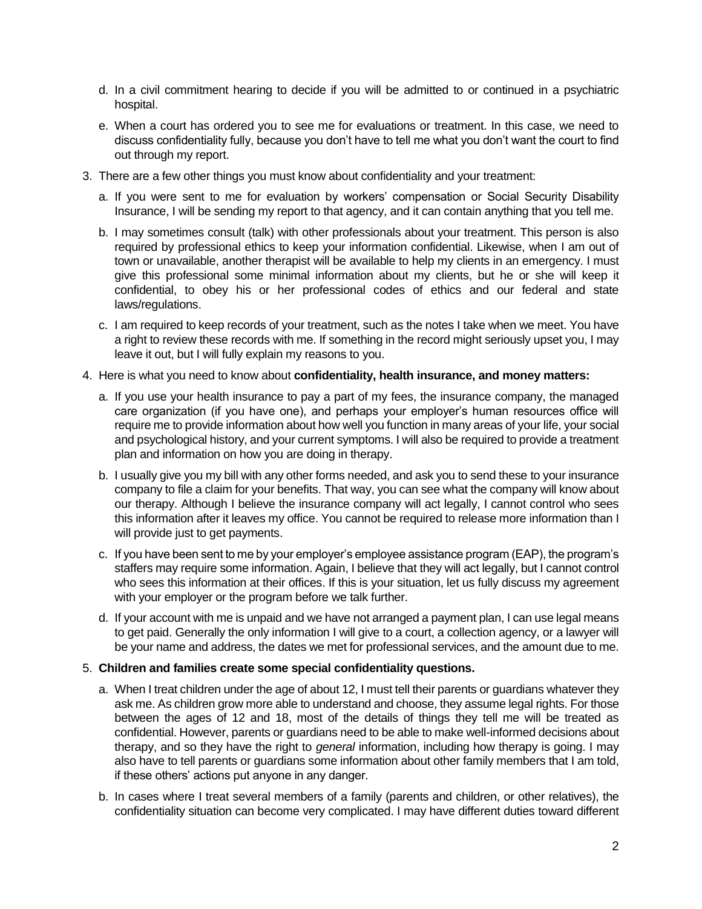d. In a civil commitment hearing to decide if you will be admitted to or continued in a psychiatric hospital.

e. When a court has ordered you to see me for evaluations or treatment. In this case, we need to discuss confidentiality fully, because you don't have to tell me what you don't want the court to find out through my report.

3. There are a few other things you must know about confidentiality and your treatment:

   a. If you were sent to me for evaluation by workers' compensation or Social Security Disability Insurance, I will be sending my report to that agency, and it can contain anything that you tell me.

   b. I may sometimes consult (talk) with other professionals about your treatment. This person is also required by professional ethics to keep your information confidential. Likewise, when I am out of town or unavailable, another therapist will be available to help my clients in an emergency. I must give this professional some minimal information about my clients, but he or she will keep it confidential, to obey his or her professional codes of ethics and our federal and state laws/regulations.

   c. I am required to keep records of your treatment, such as the notes I take when we meet. You have a right to review these records with me. If something in the record might seriously upset you, I may leave it out, but I will fully explain my reasons to you.

4. Here is what you need to know about **confidentiality, health insurance, and money matters:**

   a. If you use your health insurance to pay a part of my fees, the insurance company, the managed care organization (if you have one), and perhaps your employer's human resources office will require me to provide information about how well you function in many areas of your life, your social and psychological history, and your current symptoms. I will also be required to provide a treatment plan and information on how you are doing in therapy.

   b. I usually give you my bill with any other forms needed, and ask you to send these to your insurance company to file a claim for your benefits. That way, you can see what the company will know about our therapy. Although I believe the insurance company will act legally, I cannot control who sees this information after it leaves my office. You cannot be required to release more information than I will provide just to get payments.

   c. If you have been sent to me by your employer's employee assistance program (EAP), the program's staffers may require some information. Again, I believe that they will act legally, but I cannot control who sees this information at their offices. If this is your situation, let us fully discuss my agreement with your employer or the program before we talk further.

   d. If your account with me is unpaid and we have not arranged a payment plan, I can use legal means to get paid. Generally the only information I will give to a court, a collection agency, or a lawyer will be your name and address, the dates we met for professional services, and the amount due to me.

5. **Children and families create some special confidentiality questions.**

   a. When I treat children under the age of about 12, I must tell their parents or guardians whatever they ask me. As children grow more able to understand and choose, they assume legal rights. For those between the ages of 12 and 18, most of the details of things they tell me will be treated as confidential. However, parents or guardians need to be able to make well-informed decisions about therapy, and so they have the right to *general* information, including how therapy is going. I may also have to tell parents or guardians some information about other family members that I am told, if these others' actions put anyone in any danger.

   b. In cases where I treat several members of a family (parents and children, or other relatives), the confidentiality situation can become very complicated. I may have different duties toward different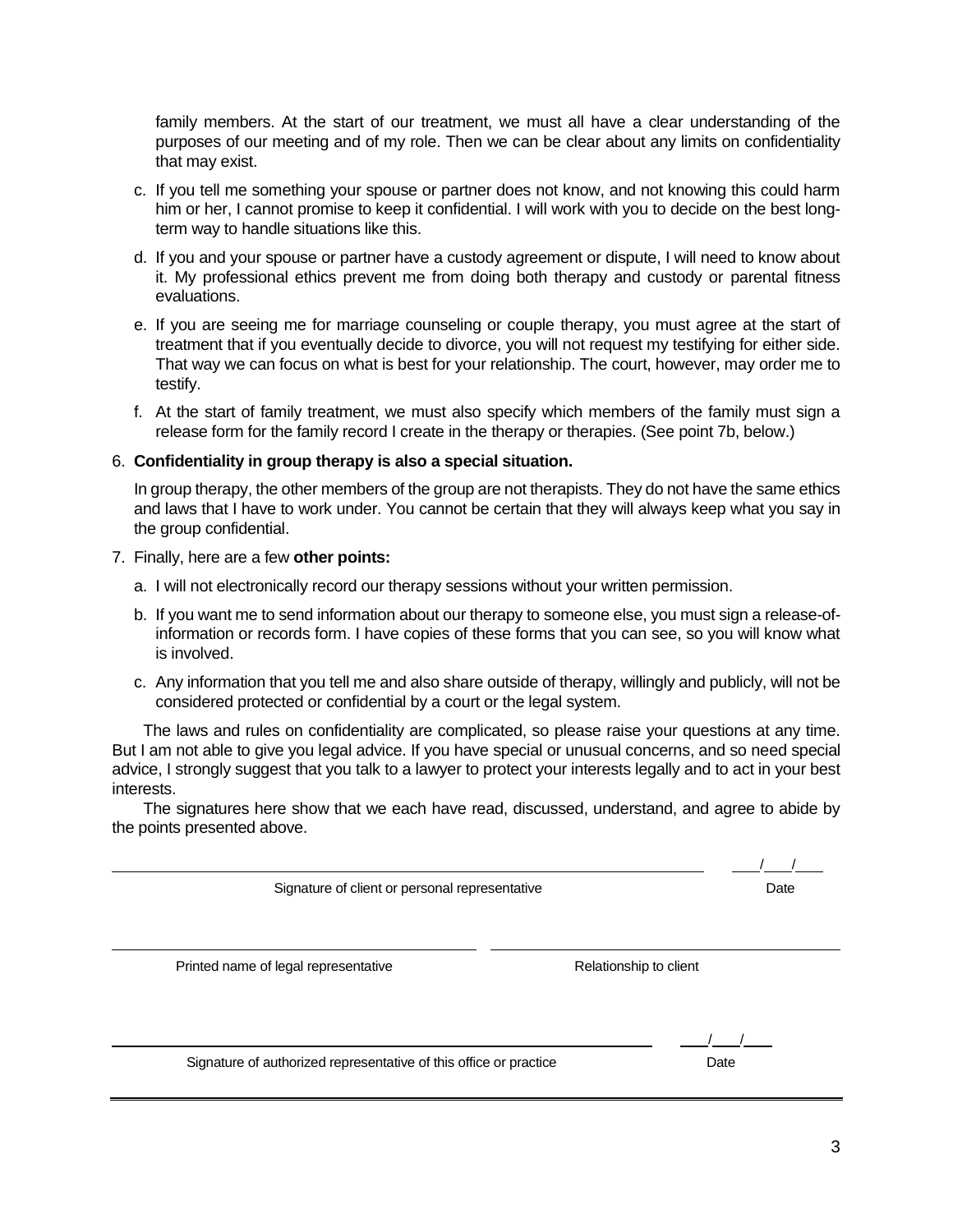family members. At the start of our treatment, we must all have a clear understanding of the purposes of our meeting and of my role. Then we can be clear about any limits on confidentiality that may exist.

c. If you tell me something your spouse or partner does not know, and not knowing this could harm him or her, I cannot promise to keep it confidential. I will work with you to decide on the best long-term way to handle situations like this.

d. If you and your spouse or partner have a custody agreement or dispute, I will need to know about it. My professional ethics prevent me from doing both therapy and custody or parental fitness evaluations.

e. If you are seeing me for marriage counseling or couple therapy, you must agree at the start of treatment that if you eventually decide to divorce, you will not request my testifying for either side. That way we can focus on what is best for your relationship. The court, however, may order me to testify.

f. At the start of family treatment, we must also specify which members of the family must sign a release form for the family record I create in the therapy or therapies. (See point 7b, below.)

6. **Confidentiality in group therapy is also a special situation.**

   In group therapy, the other members of the group are not therapists. They do not have the same ethics and laws that I have to work under. You cannot be certain that they will always keep what you say in the group confidential.

7. Finally, here are a few **other points:**

   a. I will not electronically record our therapy sessions without your written permission.

   b. If you want me to send information about our therapy to someone else, you must sign a release-of-information or records form. I have copies of these forms that you can see, so you will know what is involved.

   c. Any information that you tell me and also share outside of therapy, willingly and publicly, will not be considered protected or confidential by a court or the legal system.

The laws and rules on confidentiality are complicated, so please raise your questions at any time. But I am not able to give you legal advice. If you have special or unusual concerns, and so need special advice, I strongly suggest that you talk to a lawyer to protect your interests legally and to act in your best interests.

The signatures here show that we each have read, discussed, understand, and agree to abide by the points presented above.

_______________________________________________ ___/___/___

Signature of client or personal representative Date

_______________________________ _______________________________

Printed name of legal representative Relationship to client

_______________________________________________ ___/___/___

Signature of authorized representative of this office or practice Date